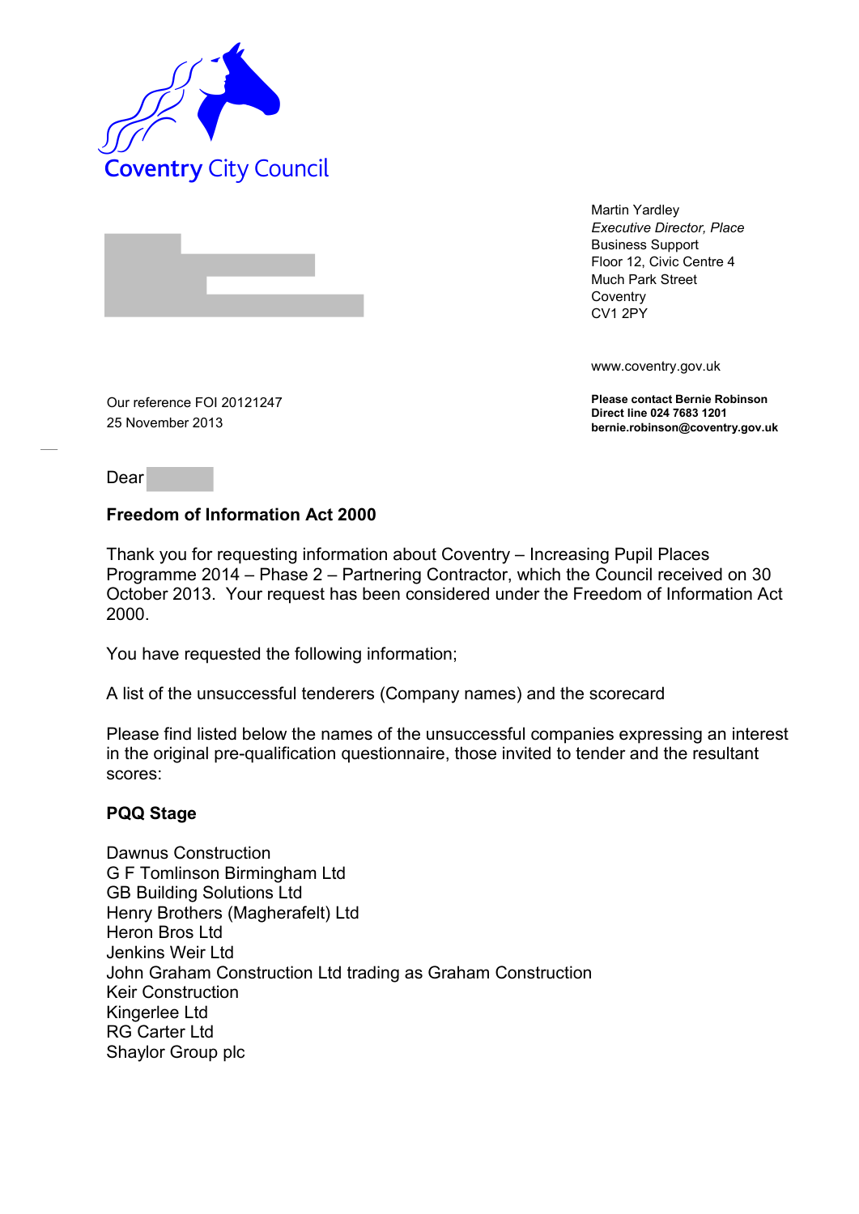Coventry City Council

Martin Yardley
*Executive Director, Place*
Business Support
Floor 12, Civic Centre 4
Much Park Street
Coventry
CV1 2PY

www.coventry.gov.uk

**Please contact Bernie Robinson**
**Direct line 024 7683 1201**
**bernie.robinson@coventry.gov.uk**

Our reference FOI 20121247
25 November 2013

Dear

**Freedom of Information Act 2000**

Thank you for requesting information about Coventry – Increasing Pupil Places Programme 2014 – Phase 2 – Partnering Contractor, which the Council received on 30 October 2013. Your request has been considered under the Freedom of Information Act 2000.

You have requested the following information;

A list of the unsuccessful tenderers (Company names) and the scorecard

Please find listed below the names of the unsuccessful companies expressing an interest in the original pre-qualification questionnaire, those invited to tender and the resultant scores:

**PQQ Stage**

Dawnus Construction
G F Tomlinson Birmingham Ltd
GB Building Solutions Ltd
Henry Brothers (Magherafelt) Ltd
Heron Bros Ltd
Jenkins Weir Ltd
John Graham Construction Ltd trading as Graham Construction
Keir Construction
Kingerlee Ltd
RG Carter Ltd
Shaylor Group plc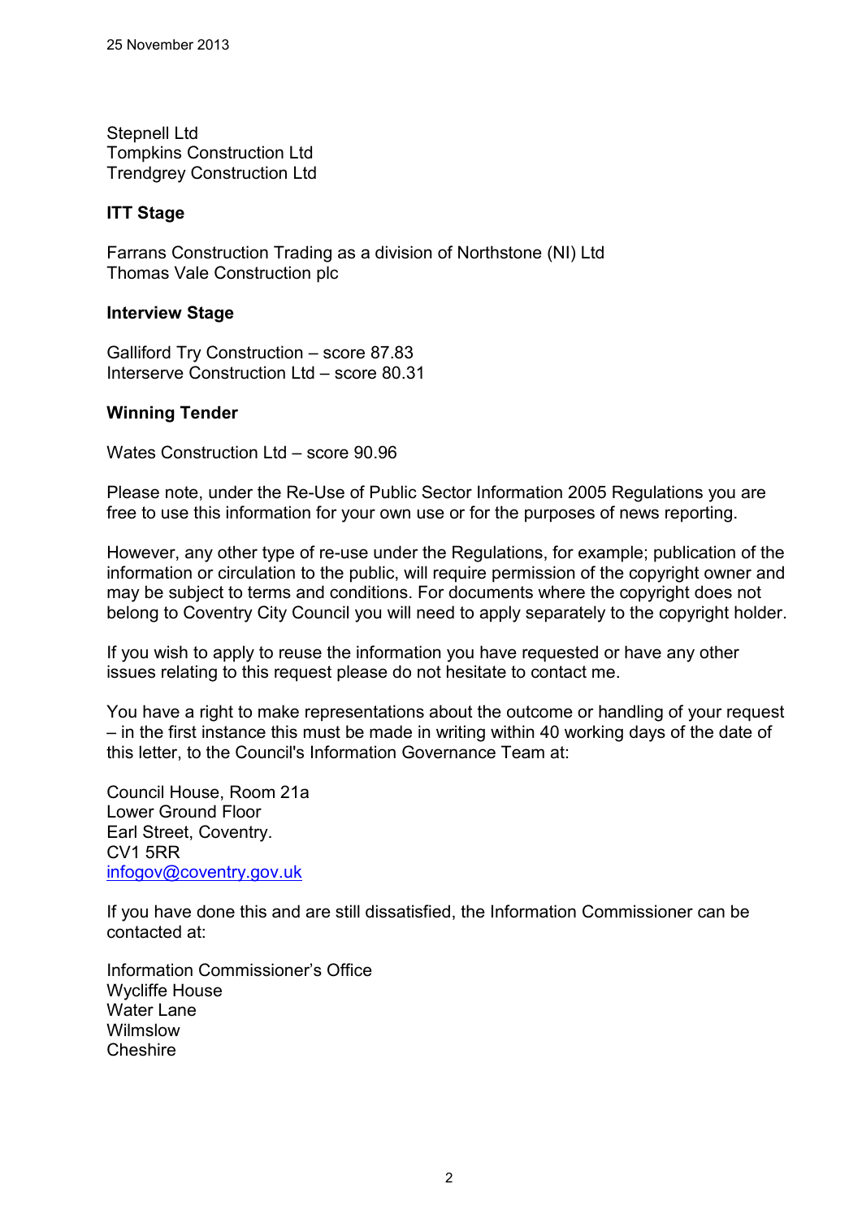Stepnell Ltd
Tompkins Construction Ltd
Trendgrey Construction Ltd

**ITT Stage**

Farrans Construction Trading as a division of Northstone (NI) Ltd
Thomas Vale Construction plc

**Interview Stage**

Galliford Try Construction – score 87.83
Interserve Construction Ltd – score 80.31

**Winning Tender**

Wates Construction Ltd – score 90.96

Please note, under the Re-Use of Public Sector Information 2005 Regulations you are free to use this information for your own use or for the purposes of news reporting.

However, any other type of re-use under the Regulations, for example; publication of the information or circulation to the public, will require permission of the copyright owner and may be subject to terms and conditions. For documents where the copyright does not belong to Coventry City Council you will need to apply separately to the copyright holder.

If you wish to apply to reuse the information you have requested or have any other issues relating to this request please do not hesitate to contact me.

You have a right to make representations about the outcome or handling of your request – in the first instance this must be made in writing within 40 working days of the date of this letter, to the Council's Information Governance Team at:

Council House, Room 21a
Lower Ground Floor
Earl Street, Coventry.
CV1 5RR
infogov@coventry.gov.uk

If you have done this and are still dissatisfied, the Information Commissioner can be contacted at:

Information Commissioner's Office
Wycliffe House
Water Lane
Wilmslow
Cheshire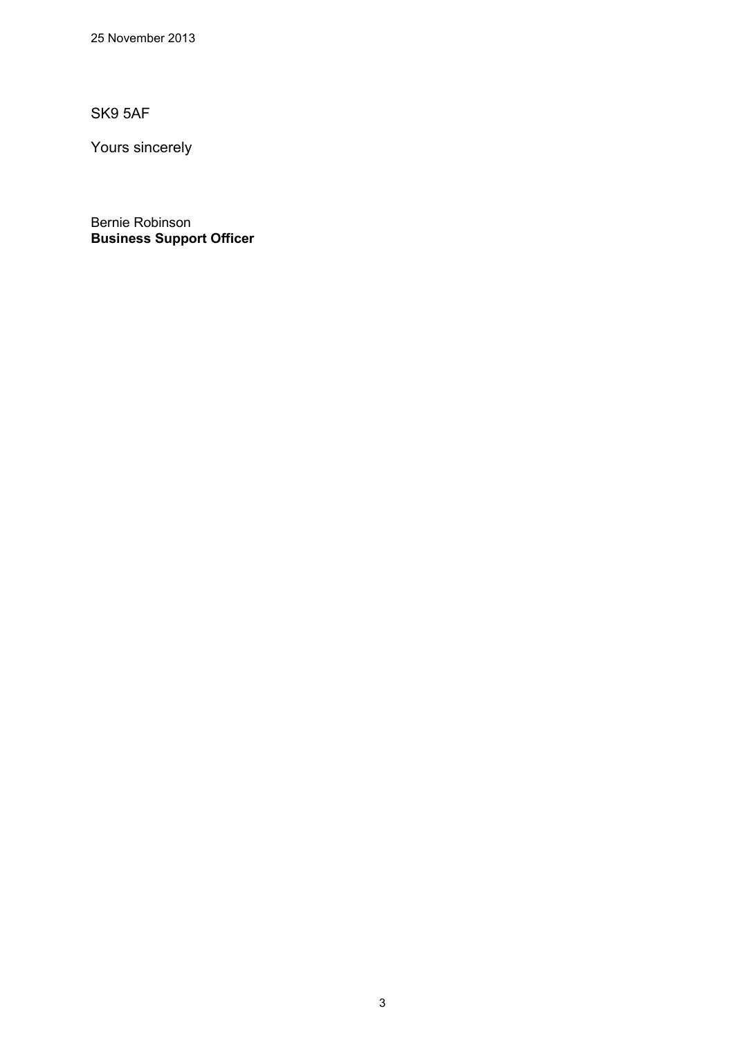25 November 2013

SK9 5AF

Yours sincerely

Bernie Robinson
**Business Support Officer**